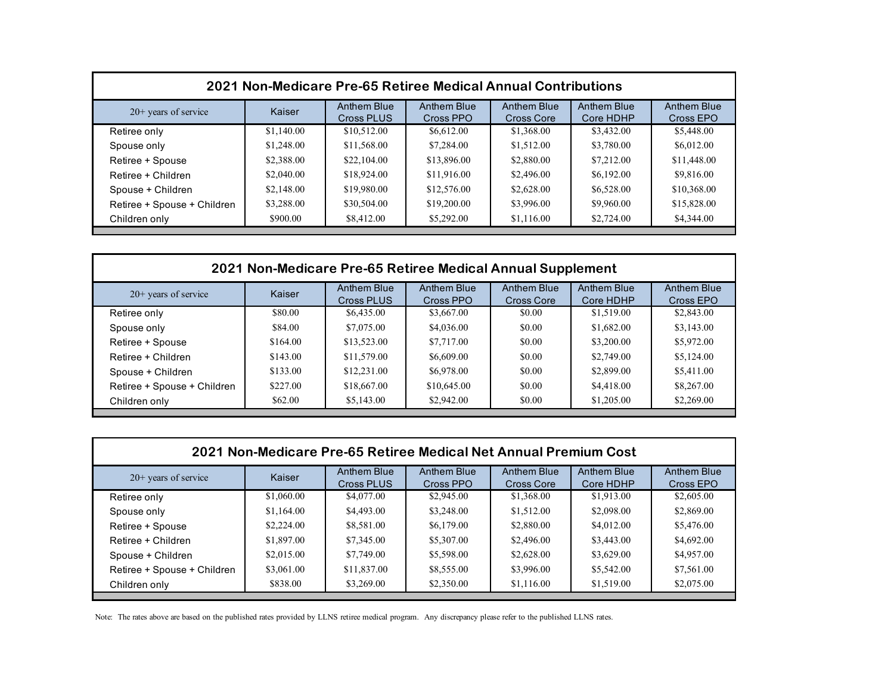## 2021 Non-Medicare Pre-65 Retiree Medical Annual Contributions

| 20+ years of service | Kaiser | Anthem Blue Cross PLUS | Anthem Blue Cross PPO | Anthem Blue Cross Core | Anthem Blue Core HDHP | Anthem Blue Cross EPO |
|---|---|---|---|---|---|---|
| Retiree only | $1,140.00 | $10,512.00 | $6,612.00 | $1,368.00 | $3,432.00 | $5,448.00 |
| Spouse only | $1,248.00 | $11,568.00 | $7,284.00 | $1,512.00 | $3,780.00 | $6,012.00 |
| Retiree + Spouse | $2,388.00 | $22,104.00 | $13,896.00 | $2,880.00 | $7,212.00 | $11,448.00 |
| Retiree + Children | $2,040.00 | $18,924.00 | $11,916.00 | $2,496.00 | $6,192.00 | $9,816.00 |
| Spouse + Children | $2,148.00 | $19,980.00 | $12,576.00 | $2,628.00 | $6,528.00 | $10,368.00 |
| Retiree + Spouse + Children | $3,288.00 | $30,504.00 | $19,200.00 | $3,996.00 | $9,960.00 | $15,828.00 |
| Children only | $900.00 | $8,412.00 | $5,292.00 | $1,116.00 | $2,724.00 | $4,344.00 |

## 2021 Non-Medicare Pre-65 Retiree Medical Annual Supplement

| 20+ years of service | Kaiser | Anthem Blue Cross PLUS | Anthem Blue Cross PPO | Anthem Blue Cross Core | Anthem Blue Core HDHP | Anthem Blue Cross EPO |
|---|---|---|---|---|---|---|
| Retiree only | $80.00 | $6,435.00 | $3,667.00 | $0.00 | $1,519.00 | $2,843.00 |
| Spouse only | $84.00 | $7,075.00 | $4,036.00 | $0.00 | $1,682.00 | $3,143.00 |
| Retiree + Spouse | $164.00 | $13,523.00 | $7,717.00 | $0.00 | $3,200.00 | $5,972.00 |
| Retiree + Children | $143.00 | $11,579.00 | $6,609.00 | $0.00 | $2,749.00 | $5,124.00 |
| Spouse + Children | $133.00 | $12,231.00 | $6,978.00 | $0.00 | $2,899.00 | $5,411.00 |
| Retiree + Spouse + Children | $227.00 | $18,667.00 | $10,645.00 | $0.00 | $4,418.00 | $8,267.00 |
| Children only | $62.00 | $5,143.00 | $2,942.00 | $0.00 | $1,205.00 | $2,269.00 |

## 2021 Non-Medicare Pre-65 Retiree Medical Net Annual Premium Cost

| 20+ years of service | Kaiser | Anthem Blue Cross PLUS | Anthem Blue Cross PPO | Anthem Blue Cross Core | Anthem Blue Core HDHP | Anthem Blue Cross EPO |
|---|---|---|---|---|---|---|
| Retiree only | $1,060.00 | $4,077.00 | $2,945.00 | $1,368.00 | $1,913.00 | $2,605.00 |
| Spouse only | $1,164.00 | $4,493.00 | $3,248.00 | $1,512.00 | $2,098.00 | $2,869.00 |
| Retiree + Spouse | $2,224.00 | $8,581.00 | $6,179.00 | $2,880.00 | $4,012.00 | $5,476.00 |
| Retiree + Children | $1,897.00 | $7,345.00 | $5,307.00 | $2,496.00 | $3,443.00 | $4,692.00 |
| Spouse + Children | $2,015.00 | $7,749.00 | $5,598.00 | $2,628.00 | $3,629.00 | $4,957.00 |
| Retiree + Spouse + Children | $3,061.00 | $11,837.00 | $8,555.00 | $3,996.00 | $5,542.00 | $7,561.00 |
| Children only | $838.00 | $3,269.00 | $2,350.00 | $1,116.00 | $1,519.00 | $2,075.00 |

Note: The rates above are based on the published rates provided by LLNS retiree medical program. Any discrepancy please refer to the published LLNS rates.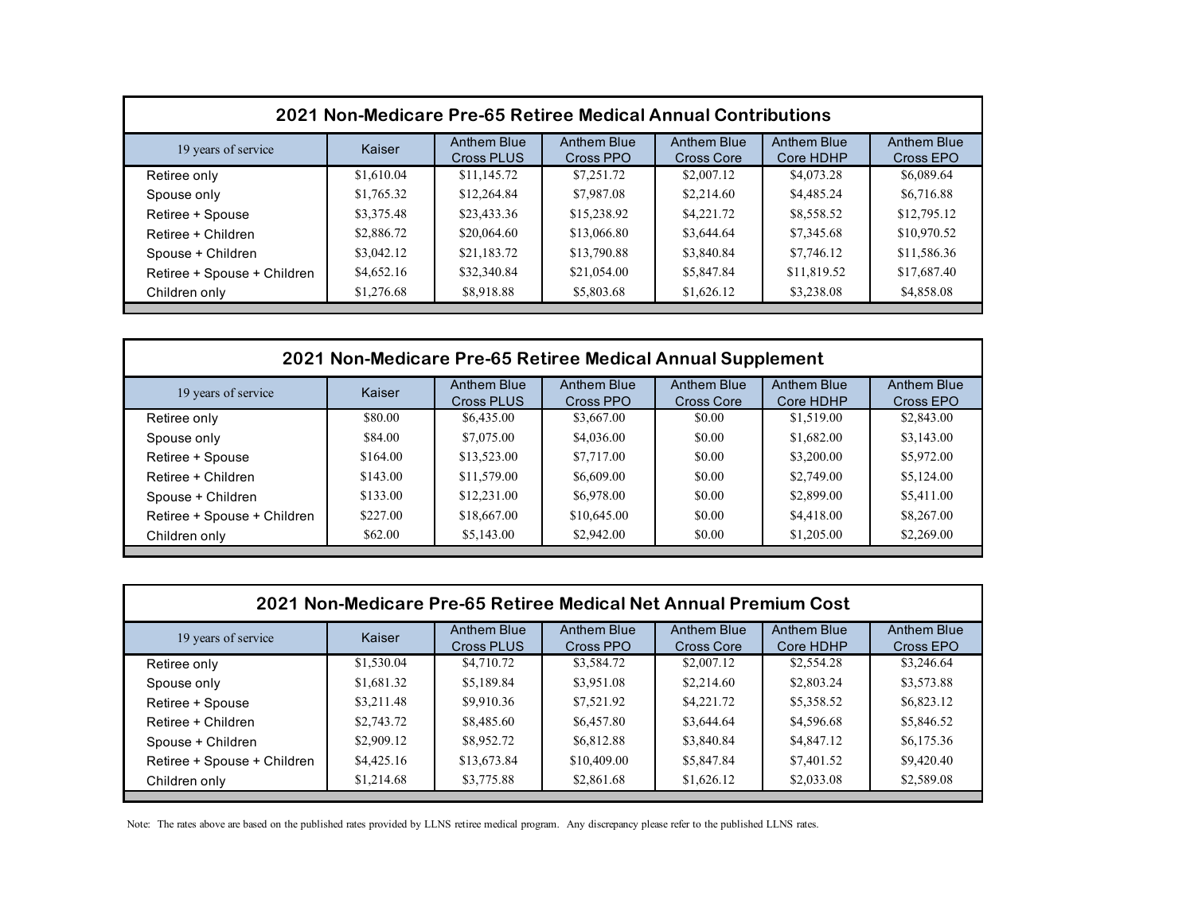## 2021 Non-Medicare Pre-65 Retiree Medical Annual Contributions

| 19 years of service | Kaiser | Anthem Blue Cross PLUS | Anthem Blue Cross PPO | Anthem Blue Cross Core | Anthem Blue Core HDHP | Anthem Blue Cross EPO |
|---|---|---|---|---|---|---|
| Retiree only | $1,610.04 | $11,145.72 | $7,251.72 | $2,007.12 | $4,073.28 | $6,089.64 |
| Spouse only | $1,765.32 | $12,264.84 | $7,987.08 | $2,214.60 | $4,485.24 | $6,716.88 |
| Retiree + Spouse | $3,375.48 | $23,433.36 | $15,238.92 | $4,221.72 | $8,558.52 | $12,795.12 |
| Retiree + Children | $2,886.72 | $20,064.60 | $13,066.80 | $3,644.64 | $7,345.68 | $10,970.52 |
| Spouse + Children | $3,042.12 | $21,183.72 | $13,790.88 | $3,840.84 | $7,746.12 | $11,586.36 |
| Retiree + Spouse + Children | $4,652.16 | $32,340.84 | $21,054.00 | $5,847.84 | $11,819.52 | $17,687.40 |
| Children only | $1,276.68 | $8,918.88 | $5,803.68 | $1,626.12 | $3,238.08 | $4,858.08 |

## 2021 Non-Medicare Pre-65 Retiree Medical Annual Supplement

| 19 years of service | Kaiser | Anthem Blue Cross PLUS | Anthem Blue Cross PPO | Anthem Blue Cross Core | Anthem Blue Core HDHP | Anthem Blue Cross EPO |
|---|---|---|---|---|---|---|
| Retiree only | $80.00 | $6,435.00 | $3,667.00 | $0.00 | $1,519.00 | $2,843.00 |
| Spouse only | $84.00 | $7,075.00 | $4,036.00 | $0.00 | $1,682.00 | $3,143.00 |
| Retiree + Spouse | $164.00 | $13,523.00 | $7,717.00 | $0.00 | $3,200.00 | $5,972.00 |
| Retiree + Children | $143.00 | $11,579.00 | $6,609.00 | $0.00 | $2,749.00 | $5,124.00 |
| Spouse + Children | $133.00 | $12,231.00 | $6,978.00 | $0.00 | $2,899.00 | $5,411.00 |
| Retiree + Spouse + Children | $227.00 | $18,667.00 | $10,645.00 | $0.00 | $4,418.00 | $8,267.00 |
| Children only | $62.00 | $5,143.00 | $2,942.00 | $0.00 | $1,205.00 | $2,269.00 |

## 2021 Non-Medicare Pre-65 Retiree Medical Net Annual Premium Cost

| 19 years of service | Kaiser | Anthem Blue Cross PLUS | Anthem Blue Cross PPO | Anthem Blue Cross Core | Anthem Blue Core HDHP | Anthem Blue Cross EPO |
|---|---|---|---|---|---|---|
| Retiree only | $1,530.04 | $4,710.72 | $3,584.72 | $2,007.12 | $2,554.28 | $3,246.64 |
| Spouse only | $1,681.32 | $5,189.84 | $3,951.08 | $2,214.60 | $2,803.24 | $3,573.88 |
| Retiree + Spouse | $3,211.48 | $9,910.36 | $7,521.92 | $4,221.72 | $5,358.52 | $6,823.12 |
| Retiree + Children | $2,743.72 | $8,485.60 | $6,457.80 | $3,644.64 | $4,596.68 | $5,846.52 |
| Spouse + Children | $2,909.12 | $8,952.72 | $6,812.88 | $3,840.84 | $4,847.12 | $6,175.36 |
| Retiree + Spouse + Children | $4,425.16 | $13,673.84 | $10,409.00 | $5,847.84 | $7,401.52 | $9,420.40 |
| Children only | $1,214.68 | $3,775.88 | $2,861.68 | $1,626.12 | $2,033.08 | $2,589.08 |

Note: The rates above are based on the published rates provided by LLNS retiree medical program. Any discrepancy please refer to the published LLNS rates.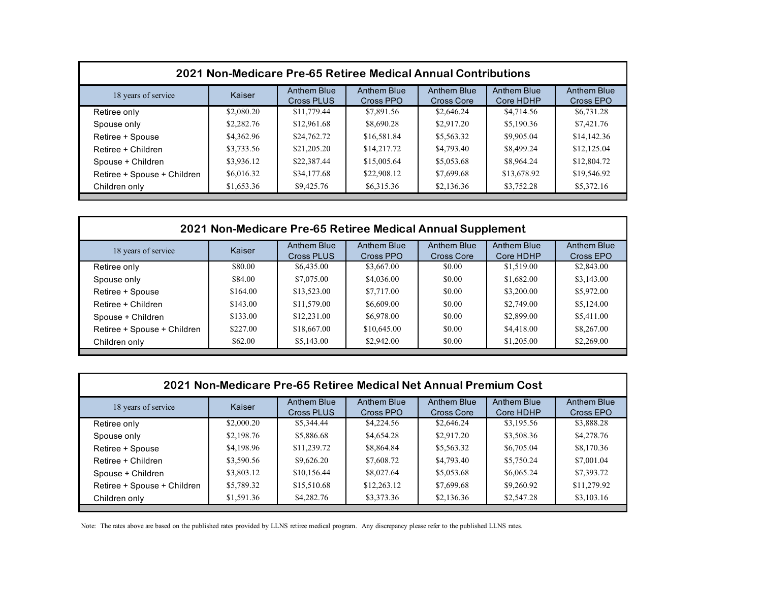## 2021 Non-Medicare Pre-65 Retiree Medical Annual Contributions

| 18 years of service | Kaiser | Anthem Blue Cross PLUS | Anthem Blue Cross PPO | Anthem Blue Cross Core | Anthem Blue Core HDHP | Anthem Blue Cross EPO |
|---|---|---|---|---|---|---|
| Retiree only | $2,080.20 | $11,779.44 | $7,891.56 | $2,646.24 | $4,714.56 | $6,731.28 |
| Spouse only | $2,282.76 | $12,961.68 | $8,690.28 | $2,917.20 | $5,190.36 | $7,421.76 |
| Retiree + Spouse | $4,362.96 | $24,762.72 | $16,581.84 | $5,563.32 | $9,905.04 | $14,142.36 |
| Retiree + Children | $3,733.56 | $21,205.20 | $14,217.72 | $4,793.40 | $8,499.24 | $12,125.04 |
| Spouse + Children | $3,936.12 | $22,387.44 | $15,005.64 | $5,053.68 | $8,964.24 | $12,804.72 |
| Retiree + Spouse + Children | $6,016.32 | $34,177.68 | $22,908.12 | $7,699.68 | $13,678.92 | $19,546.92 |
| Children only | $1,653.36 | $9,425.76 | $6,315.36 | $2,136.36 | $3,752.28 | $5,372.16 |

## 2021 Non-Medicare Pre-65 Retiree Medical Annual Supplement

| 18 years of service | Kaiser | Anthem Blue Cross PLUS | Anthem Blue Cross PPO | Anthem Blue Cross Core | Anthem Blue Core HDHP | Anthem Blue Cross EPO |
|---|---|---|---|---|---|---|
| Retiree only | $80.00 | $6,435.00 | $3,667.00 | $0.00 | $1,519.00 | $2,843.00 |
| Spouse only | $84.00 | $7,075.00 | $4,036.00 | $0.00 | $1,682.00 | $3,143.00 |
| Retiree + Spouse | $164.00 | $13,523.00 | $7,717.00 | $0.00 | $3,200.00 | $5,972.00 |
| Retiree + Children | $143.00 | $11,579.00 | $6,609.00 | $0.00 | $2,749.00 | $5,124.00 |
| Spouse + Children | $133.00 | $12,231.00 | $6,978.00 | $0.00 | $2,899.00 | $5,411.00 |
| Retiree + Spouse + Children | $227.00 | $18,667.00 | $10,645.00 | $0.00 | $4,418.00 | $8,267.00 |
| Children only | $62.00 | $5,143.00 | $2,942.00 | $0.00 | $1,205.00 | $2,269.00 |

## 2021 Non-Medicare Pre-65 Retiree Medical Net Annual Premium Cost

| 18 years of service | Kaiser | Anthem Blue Cross PLUS | Anthem Blue Cross PPO | Anthem Blue Cross Core | Anthem Blue Core HDHP | Anthem Blue Cross EPO |
|---|---|---|---|---|---|---|
| Retiree only | $2,000.20 | $5,344.44 | $4,224.56 | $2,646.24 | $3,195.56 | $3,888.28 |
| Spouse only | $2,198.76 | $5,886.68 | $4,654.28 | $2,917.20 | $3,508.36 | $4,278.76 |
| Retiree + Spouse | $4,198.96 | $11,239.72 | $8,864.84 | $5,563.32 | $6,705.04 | $8,170.36 |
| Retiree + Children | $3,590.56 | $9,626.20 | $7,608.72 | $4,793.40 | $5,750.24 | $7,001.04 |
| Spouse + Children | $3,803.12 | $10,156.44 | $8,027.64 | $5,053.68 | $6,065.24 | $7,393.72 |
| Retiree + Spouse + Children | $5,789.32 | $15,510.68 | $12,263.12 | $7,699.68 | $9,260.92 | $11,279.92 |
| Children only | $1,591.36 | $4,282.76 | $3,373.36 | $2,136.36 | $2,547.28 | $3,103.16 |

Note: The rates above are based on the published rates provided by LLNS retiree medical program. Any discrepancy please refer to the published LLNS rates.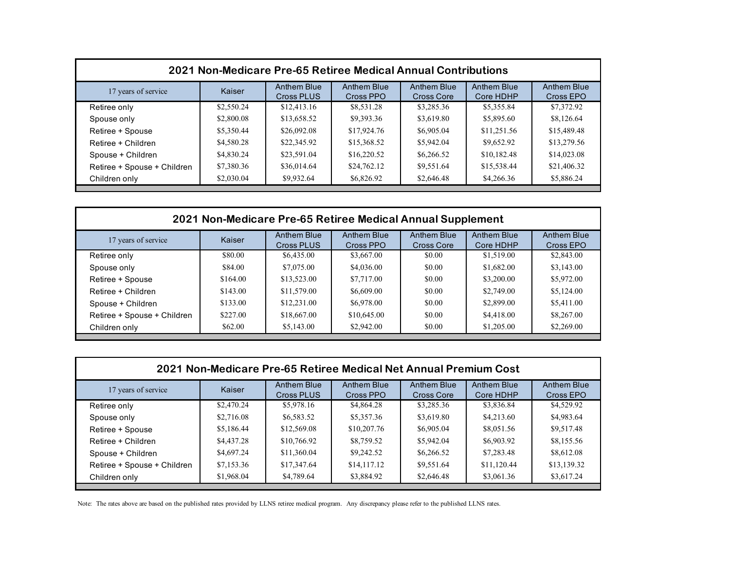## 2021 Non-Medicare Pre-65 Retiree Medical Annual Contributions

| 17 years of service | Kaiser | Anthem Blue Cross PLUS | Anthem Blue Cross PPO | Anthem Blue Cross Core | Anthem Blue Core HDHP | Anthem Blue Cross EPO |
|---|---|---|---|---|---|---|
| Retiree only | $2,550.24 | $12,413.16 | $8,531.28 | $3,285.36 | $5,355.84 | $7,372.92 |
| Spouse only | $2,800.08 | $13,658.52 | $9,393.36 | $3,619.80 | $5,895.60 | $8,126.64 |
| Retiree + Spouse | $5,350.44 | $26,092.08 | $17,924.76 | $6,905.04 | $11,251.56 | $15,489.48 |
| Retiree + Children | $4,580.28 | $22,345.92 | $15,368.52 | $5,942.04 | $9,652.92 | $13,279.56 |
| Spouse + Children | $4,830.24 | $23,591.04 | $16,220.52 | $6,266.52 | $10,182.48 | $14,023.08 |
| Retiree + Spouse + Children | $7,380.36 | $36,014.64 | $24,762.12 | $9,551.64 | $15,538.44 | $21,406.32 |
| Children only | $2,030.04 | $9,932.64 | $6,826.92 | $2,646.48 | $4,266.36 | $5,886.24 |

## 2021 Non-Medicare Pre-65 Retiree Medical Annual Supplement

| 17 years of service | Kaiser | Anthem Blue Cross PLUS | Anthem Blue Cross PPO | Anthem Blue Cross Core | Anthem Blue Core HDHP | Anthem Blue Cross EPO |
|---|---|---|---|---|---|---|
| Retiree only | $80.00 | $6,435.00 | $3,667.00 | $0.00 | $1,519.00 | $2,843.00 |
| Spouse only | $84.00 | $7,075.00 | $4,036.00 | $0.00 | $1,682.00 | $3,143.00 |
| Retiree + Spouse | $164.00 | $13,523.00 | $7,717.00 | $0.00 | $3,200.00 | $5,972.00 |
| Retiree + Children | $143.00 | $11,579.00 | $6,609.00 | $0.00 | $2,749.00 | $5,124.00 |
| Spouse + Children | $133.00 | $12,231.00 | $6,978.00 | $0.00 | $2,899.00 | $5,411.00 |
| Retiree + Spouse + Children | $227.00 | $18,667.00 | $10,645.00 | $0.00 | $4,418.00 | $8,267.00 |
| Children only | $62.00 | $5,143.00 | $2,942.00 | $0.00 | $1,205.00 | $2,269.00 |

## 2021 Non-Medicare Pre-65 Retiree Medical Net Annual Premium Cost

| 17 years of service | Kaiser | Anthem Blue Cross PLUS | Anthem Blue Cross PPO | Anthem Blue Cross Core | Anthem Blue Core HDHP | Anthem Blue Cross EPO |
|---|---|---|---|---|---|---|
| Retiree only | $2,470.24 | $5,978.16 | $4,864.28 | $3,285.36 | $3,836.84 | $4,529.92 |
| Spouse only | $2,716.08 | $6,583.52 | $5,357.36 | $3,619.80 | $4,213.60 | $4,983.64 |
| Retiree + Spouse | $5,186.44 | $12,569.08 | $10,207.76 | $6,905.04 | $8,051.56 | $9,517.48 |
| Retiree + Children | $4,437.28 | $10,766.92 | $8,759.52 | $5,942.04 | $6,903.92 | $8,155.56 |
| Spouse + Children | $4,697.24 | $11,360.04 | $9,242.52 | $6,266.52 | $7,283.48 | $8,612.08 |
| Retiree + Spouse + Children | $7,153.36 | $17,347.64 | $14,117.12 | $9,551.64 | $11,120.44 | $13,139.32 |
| Children only | $1,968.04 | $4,789.64 | $3,884.92 | $2,646.48 | $3,061.36 | $3,617.24 |

Note: The rates above are based on the published rates provided by LLNS retiree medical program. Any discrepancy please refer to the published LLNS rates.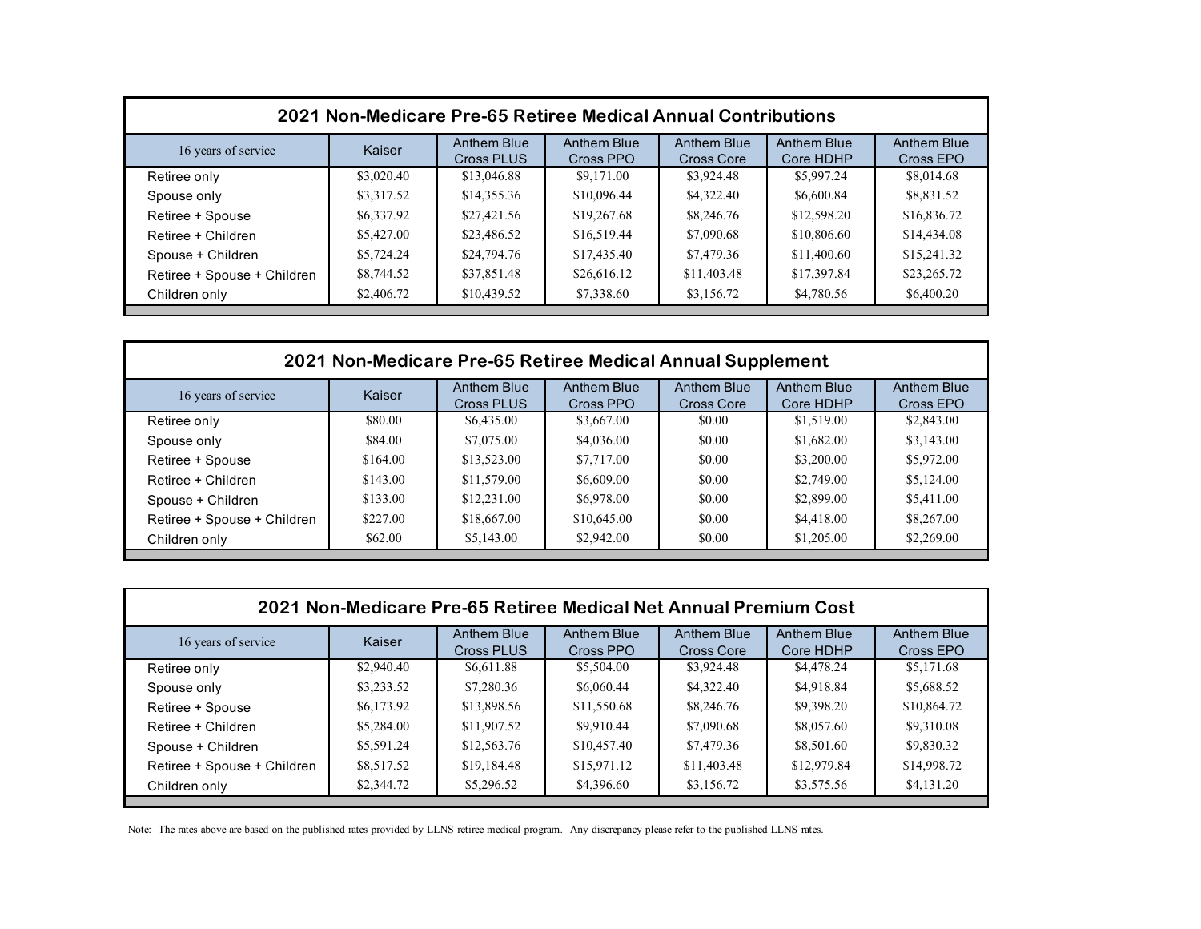## 2021 Non-Medicare Pre-65 Retiree Medical Annual Contributions

| 16 years of service | Kaiser | Anthem Blue Cross PLUS | Anthem Blue Cross PPO | Anthem Blue Cross Core | Anthem Blue Core HDHP | Anthem Blue Cross EPO |
|---|---|---|---|---|---|---|
| Retiree only | $3,020.40 | $13,046.88 | $9,171.00 | $3,924.48 | $5,997.24 | $8,014.68 |
| Spouse only | $3,317.52 | $14,355.36 | $10,096.44 | $4,322.40 | $6,600.84 | $8,831.52 |
| Retiree + Spouse | $6,337.92 | $27,421.56 | $19,267.68 | $8,246.76 | $12,598.20 | $16,836.72 |
| Retiree + Children | $5,427.00 | $23,486.52 | $16,519.44 | $7,090.68 | $10,806.60 | $14,434.08 |
| Spouse + Children | $5,724.24 | $24,794.76 | $17,435.40 | $7,479.36 | $11,400.60 | $15,241.32 |
| Retiree + Spouse + Children | $8,744.52 | $37,851.48 | $26,616.12 | $11,403.48 | $17,397.84 | $23,265.72 |
| Children only | $2,406.72 | $10,439.52 | $7,338.60 | $3,156.72 | $4,780.56 | $6,400.20 |

## 2021 Non-Medicare Pre-65 Retiree Medical Annual Supplement

| 16 years of service | Kaiser | Anthem Blue Cross PLUS | Anthem Blue Cross PPO | Anthem Blue Cross Core | Anthem Blue Core HDHP | Anthem Blue Cross EPO |
|---|---|---|---|---|---|---|
| Retiree only | $80.00 | $6,435.00 | $3,667.00 | $0.00 | $1,519.00 | $2,843.00 |
| Spouse only | $84.00 | $7,075.00 | $4,036.00 | $0.00 | $1,682.00 | $3,143.00 |
| Retiree + Spouse | $164.00 | $13,523.00 | $7,717.00 | $0.00 | $3,200.00 | $5,972.00 |
| Retiree + Children | $143.00 | $11,579.00 | $6,609.00 | $0.00 | $2,749.00 | $5,124.00 |
| Spouse + Children | $133.00 | $12,231.00 | $6,978.00 | $0.00 | $2,899.00 | $5,411.00 |
| Retiree + Spouse + Children | $227.00 | $18,667.00 | $10,645.00 | $0.00 | $4,418.00 | $8,267.00 |
| Children only | $62.00 | $5,143.00 | $2,942.00 | $0.00 | $1,205.00 | $2,269.00 |

## 2021 Non-Medicare Pre-65 Retiree Medical Net Annual Premium Cost

| 16 years of service | Kaiser | Anthem Blue Cross PLUS | Anthem Blue Cross PPO | Anthem Blue Cross Core | Anthem Blue Core HDHP | Anthem Blue Cross EPO |
|---|---|---|---|---|---|---|
| Retiree only | $2,940.40 | $6,611.88 | $5,504.00 | $3,924.48 | $4,478.24 | $5,171.68 |
| Spouse only | $3,233.52 | $7,280.36 | $6,060.44 | $4,322.40 | $4,918.84 | $5,688.52 |
| Retiree + Spouse | $6,173.92 | $13,898.56 | $11,550.68 | $8,246.76 | $9,398.20 | $10,864.72 |
| Retiree + Children | $5,284.00 | $11,907.52 | $9,910.44 | $7,090.68 | $8,057.60 | $9,310.08 |
| Spouse + Children | $5,591.24 | $12,563.76 | $10,457.40 | $7,479.36 | $8,501.60 | $9,830.32 |
| Retiree + Spouse + Children | $8,517.52 | $19,184.48 | $15,971.12 | $11,403.48 | $12,979.84 | $14,998.72 |
| Children only | $2,344.72 | $5,296.52 | $4,396.60 | $3,156.72 | $3,575.56 | $4,131.20 |

Note: The rates above are based on the published rates provided by LLNS retiree medical program. Any discrepancy please refer to the published LLNS rates.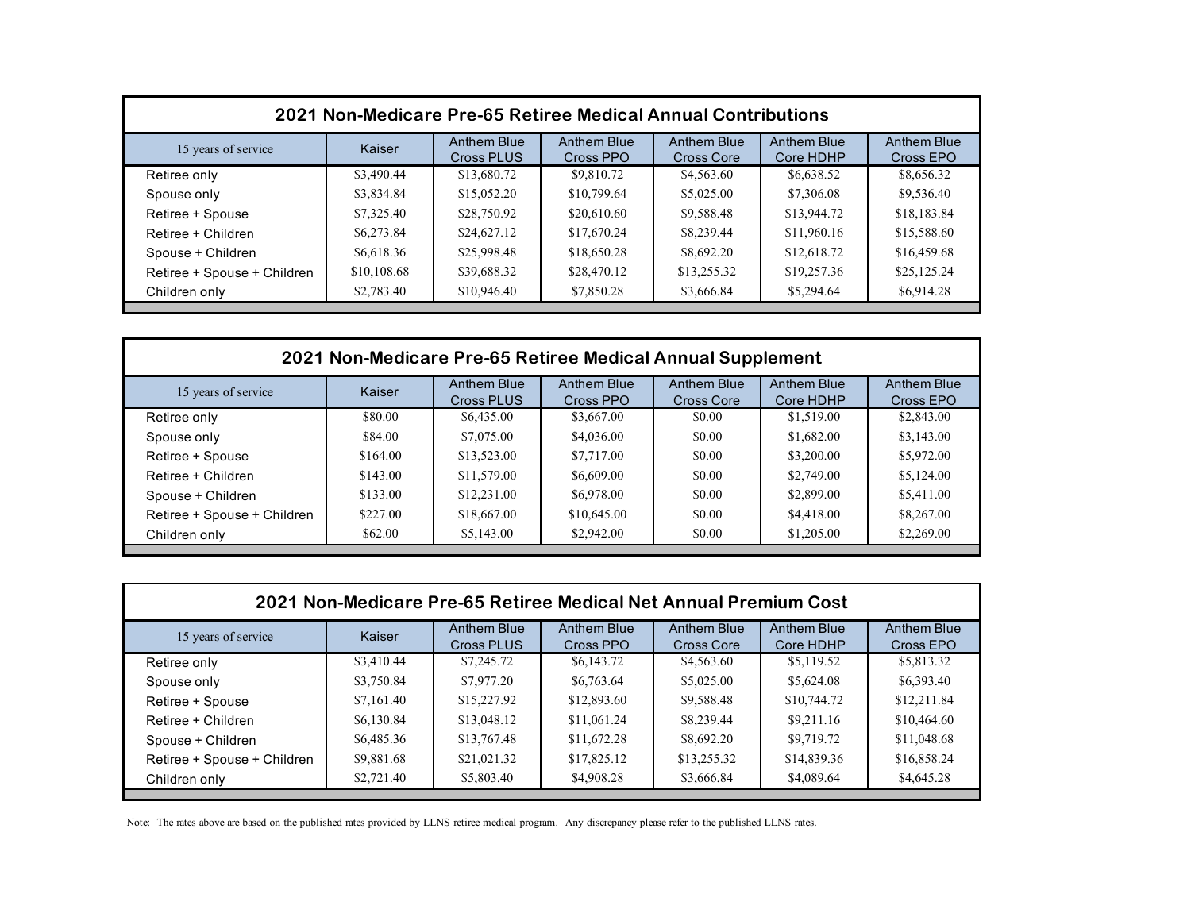| 2021 Non-Medicare Pre-65 Retiree Medical Annual Contributions | | | | | | |
|---|---|---|---|---|---|---|
| 15 years of service | Kaiser | Anthem Blue Cross PLUS | Anthem Blue Cross PPO | Anthem Blue Cross Core | Anthem Blue Core HDHP | Anthem Blue Cross EPO |
| Retiree only | $3,490.44 | $13,680.72 | $9,810.72 | $4,563.60 | $6,638.52 | $8,656.32 |
| Spouse only | $3,834.84 | $15,052.20 | $10,799.64 | $5,025.00 | $7,306.08 | $9,536.40 |
| Retiree + Spouse | $7,325.40 | $28,750.92 | $20,610.60 | $9,588.48 | $13,944.72 | $18,183.84 |
| Retiree + Children | $6,273.84 | $24,627.12 | $17,670.24 | $8,239.44 | $11,960.16 | $15,588.60 |
| Spouse + Children | $6,618.36 | $25,998.48 | $18,650.28 | $8,692.20 | $12,618.72 | $16,459.68 |
| Retiree + Spouse + Children | $10,108.68 | $39,688.32 | $28,470.12 | $13,255.32 | $19,257.36 | $25,125.24 |
| Children only | $2,783.40 | $10,946.40 | $7,850.28 | $3,666.84 | $5,294.64 | $6,914.28 |

| 2021 Non-Medicare Pre-65 Retiree Medical Annual Supplement | | | | | | |
|---|---|---|---|---|---|---|
| 15 years of service | Kaiser | Anthem Blue Cross PLUS | Anthem Blue Cross PPO | Anthem Blue Cross Core | Anthem Blue Core HDHP | Anthem Blue Cross EPO |
| Retiree only | $80.00 | $6,435.00 | $3,667.00 | $0.00 | $1,519.00 | $2,843.00 |
| Spouse only | $84.00 | $7,075.00 | $4,036.00 | $0.00 | $1,682.00 | $3,143.00 |
| Retiree + Spouse | $164.00 | $13,523.00 | $7,717.00 | $0.00 | $3,200.00 | $5,972.00 |
| Retiree + Children | $143.00 | $11,579.00 | $6,609.00 | $0.00 | $2,749.00 | $5,124.00 |
| Spouse + Children | $133.00 | $12,231.00 | $6,978.00 | $0.00 | $2,899.00 | $5,411.00 |
| Retiree + Spouse + Children | $227.00 | $18,667.00 | $10,645.00 | $0.00 | $4,418.00 | $8,267.00 |
| Children only | $62.00 | $5,143.00 | $2,942.00 | $0.00 | $1,205.00 | $2,269.00 |

| 2021 Non-Medicare Pre-65 Retiree Medical Net Annual Premium Cost | | | | | | |
|---|---|---|---|---|---|---|
| 15 years of service | Kaiser | Anthem Blue Cross PLUS | Anthem Blue Cross PPO | Anthem Blue Cross Core | Anthem Blue Core HDHP | Anthem Blue Cross EPO |
| Retiree only | $3,410.44 | $7,245.72 | $6,143.72 | $4,563.60 | $5,119.52 | $5,813.32 |
| Spouse only | $3,750.84 | $7,977.20 | $6,763.64 | $5,025.00 | $5,624.08 | $6,393.40 |
| Retiree + Spouse | $7,161.40 | $15,227.92 | $12,893.60 | $9,588.48 | $10,744.72 | $12,211.84 |
| Retiree + Children | $6,130.84 | $13,048.12 | $11,061.24 | $8,239.44 | $9,211.16 | $10,464.60 |
| Spouse + Children | $6,485.36 | $13,767.48 | $11,672.28 | $8,692.20 | $9,719.72 | $11,048.68 |
| Retiree + Spouse + Children | $9,881.68 | $21,021.32 | $17,825.12 | $13,255.32 | $14,839.36 | $16,858.24 |
| Children only | $2,721.40 | $5,803.40 | $4,908.28 | $3,666.84 | $4,089.64 | $4,645.28 |

Note: The rates above are based on the published rates provided by LLNS retiree medical program. Any discrepancy please refer to the published LLNS rates.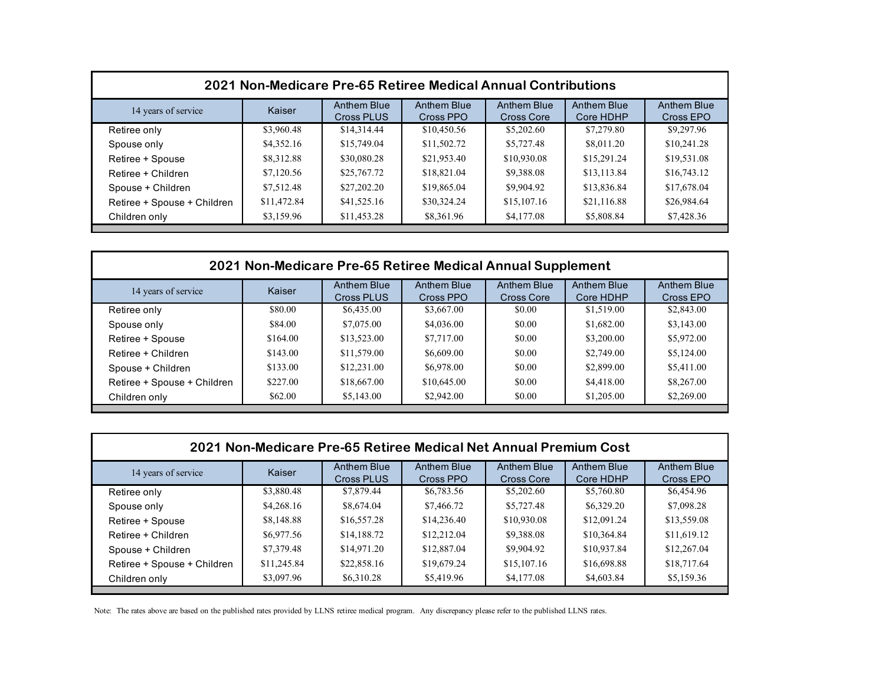## 2021 Non-Medicare Pre-65 Retiree Medical Annual Contributions

| 14 years of service | Kaiser | Anthem Blue Cross PLUS | Anthem Blue Cross PPO | Anthem Blue Cross Core | Anthem Blue Core HDHP | Anthem Blue Cross EPO |
|---|---|---|---|---|---|---|
| Retiree only | $3,960.48 | $14,314.44 | $10,450.56 | $5,202.60 | $7,279.80 | $9,297.96 |
| Spouse only | $4,352.16 | $15,749.04 | $11,502.72 | $5,727.48 | $8,011.20 | $10,241.28 |
| Retiree + Spouse | $8,312.88 | $30,080.28 | $21,953.40 | $10,930.08 | $15,291.24 | $19,531.08 |
| Retiree + Children | $7,120.56 | $25,767.72 | $18,821.04 | $9,388.08 | $13,113.84 | $16,743.12 |
| Spouse + Children | $7,512.48 | $27,202.20 | $19,865.04 | $9,904.92 | $13,836.84 | $17,678.04 |
| Retiree + Spouse + Children | $11,472.84 | $41,525.16 | $30,324.24 | $15,107.16 | $21,116.88 | $26,984.64 |
| Children only | $3,159.96 | $11,453.28 | $8,361.96 | $4,177.08 | $5,808.84 | $7,428.36 |

## 2021 Non-Medicare Pre-65 Retiree Medical Annual Supplement

| 14 years of service | Kaiser | Anthem Blue Cross PLUS | Anthem Blue Cross PPO | Anthem Blue Cross Core | Anthem Blue Core HDHP | Anthem Blue Cross EPO |
|---|---|---|---|---|---|---|
| Retiree only | $80.00 | $6,435.00 | $3,667.00 | $0.00 | $1,519.00 | $2,843.00 |
| Spouse only | $84.00 | $7,075.00 | $4,036.00 | $0.00 | $1,682.00 | $3,143.00 |
| Retiree + Spouse | $164.00 | $13,523.00 | $7,717.00 | $0.00 | $3,200.00 | $5,972.00 |
| Retiree + Children | $143.00 | $11,579.00 | $6,609.00 | $0.00 | $2,749.00 | $5,124.00 |
| Spouse + Children | $133.00 | $12,231.00 | $6,978.00 | $0.00 | $2,899.00 | $5,411.00 |
| Retiree + Spouse + Children | $227.00 | $18,667.00 | $10,645.00 | $0.00 | $4,418.00 | $8,267.00 |
| Children only | $62.00 | $5,143.00 | $2,942.00 | $0.00 | $1,205.00 | $2,269.00 |

## 2021 Non-Medicare Pre-65 Retiree Medical Net Annual Premium Cost

| 14 years of service | Kaiser | Anthem Blue Cross PLUS | Anthem Blue Cross PPO | Anthem Blue Cross Core | Anthem Blue Core HDHP | Anthem Blue Cross EPO |
|---|---|---|---|---|---|---|
| Retiree only | $3,880.48 | $7,879.44 | $6,783.56 | $5,202.60 | $5,760.80 | $6,454.96 |
| Spouse only | $4,268.16 | $8,674.04 | $7,466.72 | $5,727.48 | $6,329.20 | $7,098.28 |
| Retiree + Spouse | $8,148.88 | $16,557.28 | $14,236.40 | $10,930.08 | $12,091.24 | $13,559.08 |
| Retiree + Children | $6,977.56 | $14,188.72 | $12,212.04 | $9,388.08 | $10,364.84 | $11,619.12 |
| Spouse + Children | $7,379.48 | $14,971.20 | $12,887.04 | $9,904.92 | $10,937.84 | $12,267.04 |
| Retiree + Spouse + Children | $11,245.84 | $22,858.16 | $19,679.24 | $15,107.16 | $16,698.88 | $18,717.64 |
| Children only | $3,097.96 | $6,310.28 | $5,419.96 | $4,177.08 | $4,603.84 | $5,159.36 |

Note: The rates above are based on the published rates provided by LLNS retiree medical program. Any discrepancy please refer to the published LLNS rates.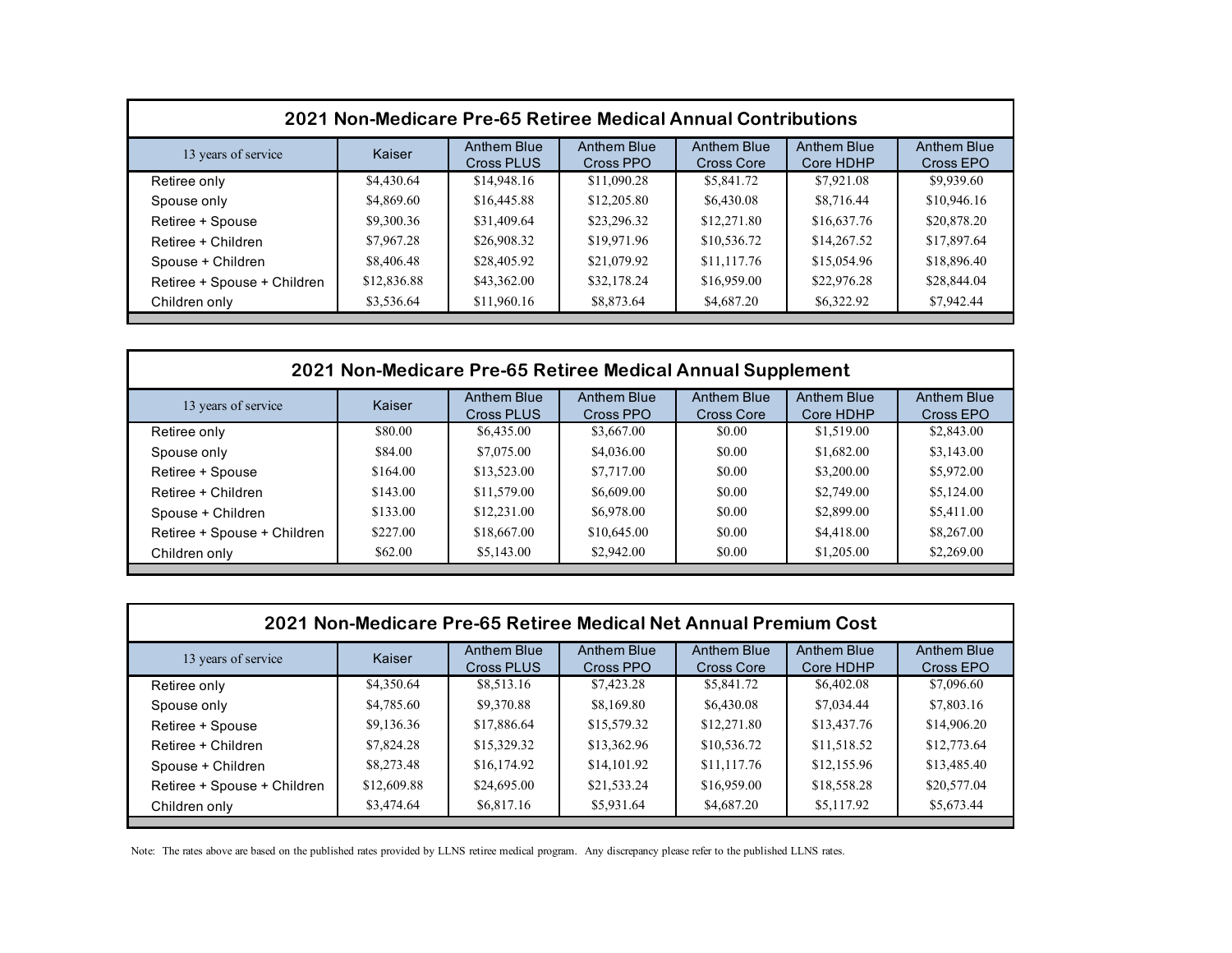## 2021 Non-Medicare Pre-65 Retiree Medical Annual Contributions

| 13 years of service | Kaiser | Anthem Blue Cross PLUS | Anthem Blue Cross PPO | Anthem Blue Cross Core | Anthem Blue Core HDHP | Anthem Blue Cross EPO |
|---|---|---|---|---|---|---|
| Retiree only | $4,430.64 | $14,948.16 | $11,090.28 | $5,841.72 | $7,921.08 | $9,939.60 |
| Spouse only | $4,869.60 | $16,445.88 | $12,205.80 | $6,430.08 | $8,716.44 | $10,946.16 |
| Retiree + Spouse | $9,300.36 | $31,409.64 | $23,296.32 | $12,271.80 | $16,637.76 | $20,878.20 |
| Retiree + Children | $7,967.28 | $26,908.32 | $19,971.96 | $10,536.72 | $14,267.52 | $17,897.64 |
| Spouse + Children | $8,406.48 | $28,405.92 | $21,079.92 | $11,117.76 | $15,054.96 | $18,896.40 |
| Retiree + Spouse + Children | $12,836.88 | $43,362.00 | $32,178.24 | $16,959.00 | $22,976.28 | $28,844.04 |
| Children only | $3,536.64 | $11,960.16 | $8,873.64 | $4,687.20 | $6,322.92 | $7,942.44 |

## 2021 Non-Medicare Pre-65 Retiree Medical Annual Supplement

| 13 years of service | Kaiser | Anthem Blue Cross PLUS | Anthem Blue Cross PPO | Anthem Blue Cross Core | Anthem Blue Core HDHP | Anthem Blue Cross EPO |
|---|---|---|---|---|---|---|
| Retiree only | $80.00 | $6,435.00 | $3,667.00 | $0.00 | $1,519.00 | $2,843.00 |
| Spouse only | $84.00 | $7,075.00 | $4,036.00 | $0.00 | $1,682.00 | $3,143.00 |
| Retiree + Spouse | $164.00 | $13,523.00 | $7,717.00 | $0.00 | $3,200.00 | $5,972.00 |
| Retiree + Children | $143.00 | $11,579.00 | $6,609.00 | $0.00 | $2,749.00 | $5,124.00 |
| Spouse + Children | $133.00 | $12,231.00 | $6,978.00 | $0.00 | $2,899.00 | $5,411.00 |
| Retiree + Spouse + Children | $227.00 | $18,667.00 | $10,645.00 | $0.00 | $4,418.00 | $8,267.00 |
| Children only | $62.00 | $5,143.00 | $2,942.00 | $0.00 | $1,205.00 | $2,269.00 |

## 2021 Non-Medicare Pre-65 Retiree Medical Net Annual Premium Cost

| 13 years of service | Kaiser | Anthem Blue Cross PLUS | Anthem Blue Cross PPO | Anthem Blue Cross Core | Anthem Blue Core HDHP | Anthem Blue Cross EPO |
|---|---|---|---|---|---|---|
| Retiree only | $4,350.64 | $8,513.16 | $7,423.28 | $5,841.72 | $6,402.08 | $7,096.60 |
| Spouse only | $4,785.60 | $9,370.88 | $8,169.80 | $6,430.08 | $7,034.44 | $7,803.16 |
| Retiree + Spouse | $9,136.36 | $17,886.64 | $15,579.32 | $12,271.80 | $13,437.76 | $14,906.20 |
| Retiree + Children | $7,824.28 | $15,329.32 | $13,362.96 | $10,536.72 | $11,518.52 | $12,773.64 |
| Spouse + Children | $8,273.48 | $16,174.92 | $14,101.92 | $11,117.76 | $12,155.96 | $13,485.40 |
| Retiree + Spouse + Children | $12,609.88 | $24,695.00 | $21,533.24 | $16,959.00 | $18,558.28 | $20,577.04 |
| Children only | $3,474.64 | $6,817.16 | $5,931.64 | $4,687.20 | $5,117.92 | $5,673.44 |

Note: The rates above are based on the published rates provided by LLNS retiree medical program. Any discrepancy please refer to the published LLNS rates.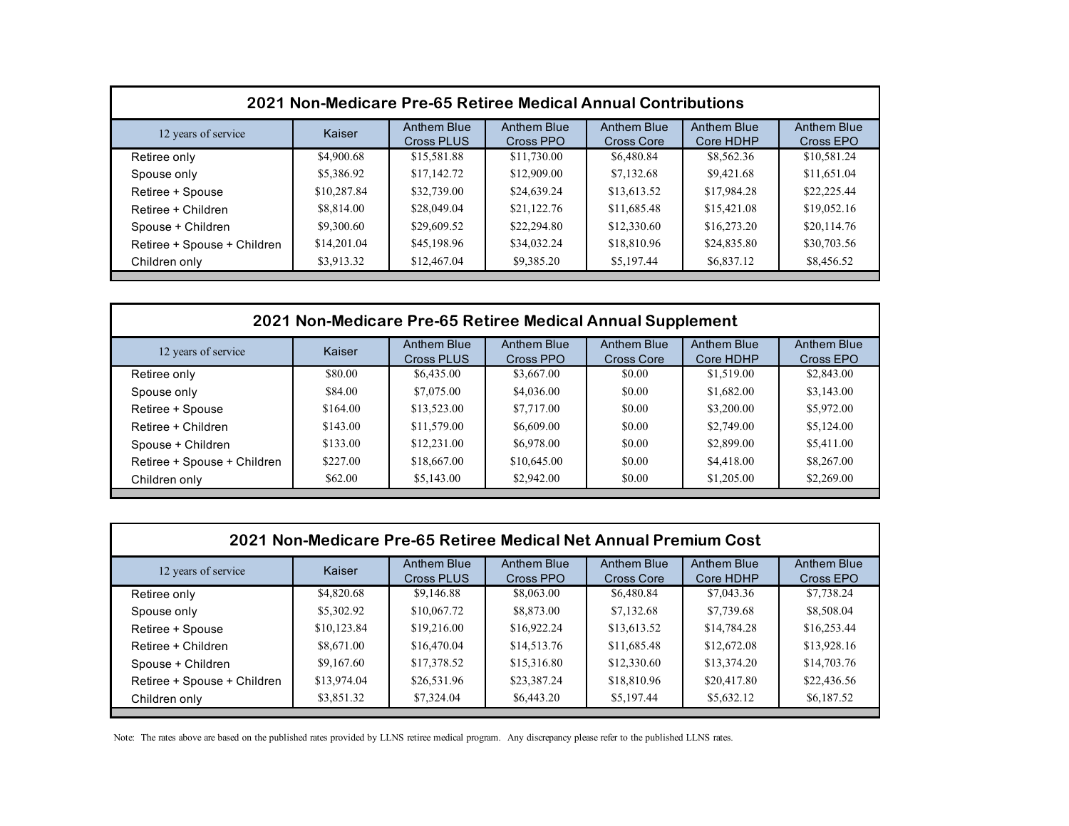## 2021 Non-Medicare Pre-65 Retiree Medical Annual Contributions

| 12 years of service | Kaiser | Anthem Blue Cross PLUS | Anthem Blue Cross PPO | Anthem Blue Cross Core | Anthem Blue Core HDHP | Anthem Blue Cross EPO |
|---|---|---|---|---|---|---|
| Retiree only | $4,900.68 | $15,581.88 | $11,730.00 | $6,480.84 | $8,562.36 | $10,581.24 |
| Spouse only | $5,386.92 | $17,142.72 | $12,909.00 | $7,132.68 | $9,421.68 | $11,651.04 |
| Retiree + Spouse | $10,287.84 | $32,739.00 | $24,639.24 | $13,613.52 | $17,984.28 | $22,225.44 |
| Retiree + Children | $8,814.00 | $28,049.04 | $21,122.76 | $11,685.48 | $15,421.08 | $19,052.16 |
| Spouse + Children | $9,300.60 | $29,609.52 | $22,294.80 | $12,330.60 | $16,273.20 | $20,114.76 |
| Retiree + Spouse + Children | $14,201.04 | $45,198.96 | $34,032.24 | $18,810.96 | $24,835.80 | $30,703.56 |
| Children only | $3,913.32 | $12,467.04 | $9,385.20 | $5,197.44 | $6,837.12 | $8,456.52 |

## 2021 Non-Medicare Pre-65 Retiree Medical Annual Supplement

| 12 years of service | Kaiser | Anthem Blue Cross PLUS | Anthem Blue Cross PPO | Anthem Blue Cross Core | Anthem Blue Core HDHP | Anthem Blue Cross EPO |
|---|---|---|---|---|---|---|
| Retiree only | $80.00 | $6,435.00 | $3,667.00 | $0.00 | $1,519.00 | $2,843.00 |
| Spouse only | $84.00 | $7,075.00 | $4,036.00 | $0.00 | $1,682.00 | $3,143.00 |
| Retiree + Spouse | $164.00 | $13,523.00 | $7,717.00 | $0.00 | $3,200.00 | $5,972.00 |
| Retiree + Children | $143.00 | $11,579.00 | $6,609.00 | $0.00 | $2,749.00 | $5,124.00 |
| Spouse + Children | $133.00 | $12,231.00 | $6,978.00 | $0.00 | $2,899.00 | $5,411.00 |
| Retiree + Spouse + Children | $227.00 | $18,667.00 | $10,645.00 | $0.00 | $4,418.00 | $8,267.00 |
| Children only | $62.00 | $5,143.00 | $2,942.00 | $0.00 | $1,205.00 | $2,269.00 |

## 2021 Non-Medicare Pre-65 Retiree Medical Net Annual Premium Cost

| 12 years of service | Kaiser | Anthem Blue Cross PLUS | Anthem Blue Cross PPO | Anthem Blue Cross Core | Anthem Blue Core HDHP | Anthem Blue Cross EPO |
|---|---|---|---|---|---|---|
| Retiree only | $4,820.68 | $9,146.88 | $8,063.00 | $6,480.84 | $7,043.36 | $7,738.24 |
| Spouse only | $5,302.92 | $10,067.72 | $8,873.00 | $7,132.68 | $7,739.68 | $8,508.04 |
| Retiree + Spouse | $10,123.84 | $19,216.00 | $16,922.24 | $13,613.52 | $14,784.28 | $16,253.44 |
| Retiree + Children | $8,671.00 | $16,470.04 | $14,513.76 | $11,685.48 | $12,672.08 | $13,928.16 |
| Spouse + Children | $9,167.60 | $17,378.52 | $15,316.80 | $12,330.60 | $13,374.20 | $14,703.76 |
| Retiree + Spouse + Children | $13,974.04 | $26,531.96 | $23,387.24 | $18,810.96 | $20,417.80 | $22,436.56 |
| Children only | $3,851.32 | $7,324.04 | $6,443.20 | $5,197.44 | $5,632.12 | $6,187.52 |

Note: The rates above are based on the published rates provided by LLNS retiree medical program. Any discrepancy please refer to the published LLNS rates.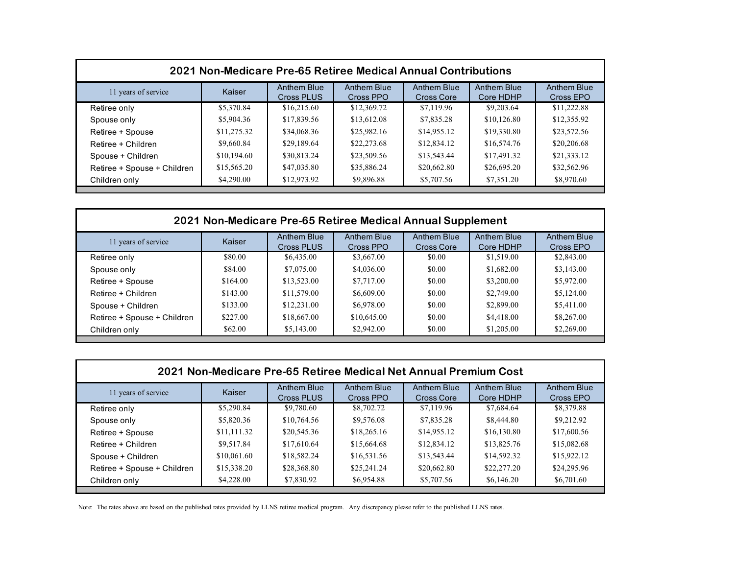## 2021 Non-Medicare Pre-65 Retiree Medical Annual Contributions

| 11 years of service | Kaiser | Anthem Blue Cross PLUS | Anthem Blue Cross PPO | Anthem Blue Cross Core | Anthem Blue Core HDHP | Anthem Blue Cross EPO |
|---|---|---|---|---|---|---|
| Retiree only | $5,370.84 | $16,215.60 | $12,369.72 | $7,119.96 | $9,203.64 | $11,222.88 |
| Spouse only | $5,904.36 | $17,839.56 | $13,612.08 | $7,835.28 | $10,126.80 | $12,355.92 |
| Retiree + Spouse | $11,275.32 | $34,068.36 | $25,982.16 | $14,955.12 | $19,330.80 | $23,572.56 |
| Retiree + Children | $9,660.84 | $29,189.64 | $22,273.68 | $12,834.12 | $16,574.76 | $20,206.68 |
| Spouse + Children | $10,194.60 | $30,813.24 | $23,509.56 | $13,543.44 | $17,491.32 | $21,333.12 |
| Retiree + Spouse + Children | $15,565.20 | $47,035.80 | $35,886.24 | $20,662.80 | $26,695.20 | $32,562.96 |
| Children only | $4,290.00 | $12,973.92 | $9,896.88 | $5,707.56 | $7,351.20 | $8,970.60 |

## 2021 Non-Medicare Pre-65 Retiree Medical Annual Supplement

| 11 years of service | Kaiser | Anthem Blue Cross PLUS | Anthem Blue Cross PPO | Anthem Blue Cross Core | Anthem Blue Core HDHP | Anthem Blue Cross EPO |
|---|---|---|---|---|---|---|
| Retiree only | $80.00 | $6,435.00 | $3,667.00 | $0.00 | $1,519.00 | $2,843.00 |
| Spouse only | $84.00 | $7,075.00 | $4,036.00 | $0.00 | $1,682.00 | $3,143.00 |
| Retiree + Spouse | $164.00 | $13,523.00 | $7,717.00 | $0.00 | $3,200.00 | $5,972.00 |
| Retiree + Children | $143.00 | $11,579.00 | $6,609.00 | $0.00 | $2,749.00 | $5,124.00 |
| Spouse + Children | $133.00 | $12,231.00 | $6,978.00 | $0.00 | $2,899.00 | $5,411.00 |
| Retiree + Spouse + Children | $227.00 | $18,667.00 | $10,645.00 | $0.00 | $4,418.00 | $8,267.00 |
| Children only | $62.00 | $5,143.00 | $2,942.00 | $0.00 | $1,205.00 | $2,269.00 |

## 2021 Non-Medicare Pre-65 Retiree Medical Net Annual Premium Cost

| 11 years of service | Kaiser | Anthem Blue Cross PLUS | Anthem Blue Cross PPO | Anthem Blue Cross Core | Anthem Blue Core HDHP | Anthem Blue Cross EPO |
|---|---|---|---|---|---|---|
| Retiree only | $5,290.84 | $9,780.60 | $8,702.72 | $7,119.96 | $7,684.64 | $8,379.88 |
| Spouse only | $5,820.36 | $10,764.56 | $9,576.08 | $7,835.28 | $8,444.80 | $9,212.92 |
| Retiree + Spouse | $11,111.32 | $20,545.36 | $18,265.16 | $14,955.12 | $16,130.80 | $17,600.56 |
| Retiree + Children | $9,517.84 | $17,610.64 | $15,664.68 | $12,834.12 | $13,825.76 | $15,082.68 |
| Spouse + Children | $10,061.60 | $18,582.24 | $16,531.56 | $13,543.44 | $14,592.32 | $15,922.12 |
| Retiree + Spouse + Children | $15,338.20 | $28,368.80 | $25,241.24 | $20,662.80 | $22,277.20 | $24,295.96 |
| Children only | $4,228.00 | $7,830.92 | $6,954.88 | $5,707.56 | $6,146.20 | $6,701.60 |

Note: The rates above are based on the published rates provided by LLNS retiree medical program. Any discrepancy please refer to the published LLNS rates.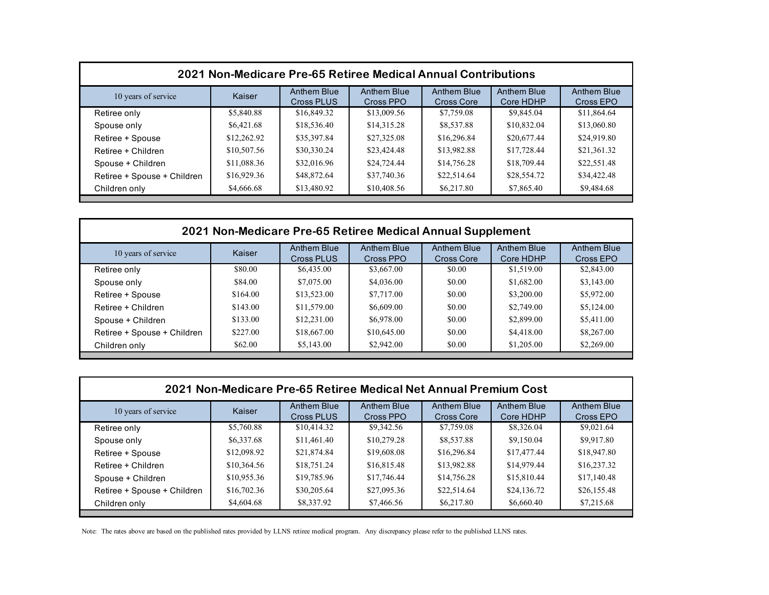## 2021 Non-Medicare Pre-65 Retiree Medical Annual Contributions

| 10 years of service | Kaiser | Anthem Blue Cross PLUS | Anthem Blue Cross PPO | Anthem Blue Cross Core | Anthem Blue Core HDHP | Anthem Blue Cross EPO |
|---|---|---|---|---|---|---|
| Retiree only | $5,840.88 | $16,849.32 | $13,009.56 | $7,759.08 | $9,845.04 | $11,864.64 |
| Spouse only | $6,421.68 | $18,536.40 | $14,315.28 | $8,537.88 | $10,832.04 | $13,060.80 |
| Retiree + Spouse | $12,262.92 | $35,397.84 | $27,325.08 | $16,296.84 | $20,677.44 | $24,919.80 |
| Retiree + Children | $10,507.56 | $30,330.24 | $23,424.48 | $13,982.88 | $17,728.44 | $21,361.32 |
| Spouse + Children | $11,088.36 | $32,016.96 | $24,724.44 | $14,756.28 | $18,709.44 | $22,551.48 |
| Retiree + Spouse + Children | $16,929.36 | $48,872.64 | $37,740.36 | $22,514.64 | $28,554.72 | $34,422.48 |
| Children only | $4,666.68 | $13,480.92 | $10,408.56 | $6,217.80 | $7,865.40 | $9,484.68 |

## 2021 Non-Medicare Pre-65 Retiree Medical Annual Supplement

| 10 years of service | Kaiser | Anthem Blue Cross PLUS | Anthem Blue Cross PPO | Anthem Blue Cross Core | Anthem Blue Core HDHP | Anthem Blue Cross EPO |
|---|---|---|---|---|---|---|
| Retiree only | $80.00 | $6,435.00 | $3,667.00 | $0.00 | $1,519.00 | $2,843.00 |
| Spouse only | $84.00 | $7,075.00 | $4,036.00 | $0.00 | $1,682.00 | $3,143.00 |
| Retiree + Spouse | $164.00 | $13,523.00 | $7,717.00 | $0.00 | $3,200.00 | $5,972.00 |
| Retiree + Children | $143.00 | $11,579.00 | $6,609.00 | $0.00 | $2,749.00 | $5,124.00 |
| Spouse + Children | $133.00 | $12,231.00 | $6,978.00 | $0.00 | $2,899.00 | $5,411.00 |
| Retiree + Spouse + Children | $227.00 | $18,667.00 | $10,645.00 | $0.00 | $4,418.00 | $8,267.00 |
| Children only | $62.00 | $5,143.00 | $2,942.00 | $0.00 | $1,205.00 | $2,269.00 |

## 2021 Non-Medicare Pre-65 Retiree Medical Net Annual Premium Cost

| 10 years of service | Kaiser | Anthem Blue Cross PLUS | Anthem Blue Cross PPO | Anthem Blue Cross Core | Anthem Blue Core HDHP | Anthem Blue Cross EPO |
|---|---|---|---|---|---|---|
| Retiree only | $5,760.88 | $10,414.32 | $9,342.56 | $7,759.08 | $8,326.04 | $9,021.64 |
| Spouse only | $6,337.68 | $11,461.40 | $10,279.28 | $8,537.88 | $9,150.04 | $9,917.80 |
| Retiree + Spouse | $12,098.92 | $21,874.84 | $19,608.08 | $16,296.84 | $17,477.44 | $18,947.80 |
| Retiree + Children | $10,364.56 | $18,751.24 | $16,815.48 | $13,982.88 | $14,979.44 | $16,237.32 |
| Spouse + Children | $10,955.36 | $19,785.96 | $17,746.44 | $14,756.28 | $15,810.44 | $17,140.48 |
| Retiree + Spouse + Children | $16,702.36 | $30,205.64 | $27,095.36 | $22,514.64 | $24,136.72 | $26,155.48 |
| Children only | $4,604.68 | $8,337.92 | $7,466.56 | $6,217.80 | $6,660.40 | $7,215.68 |

Note: The rates above are based on the published rates provided by LLNS retiree medical program. Any discrepancy please refer to the published LLNS rates.